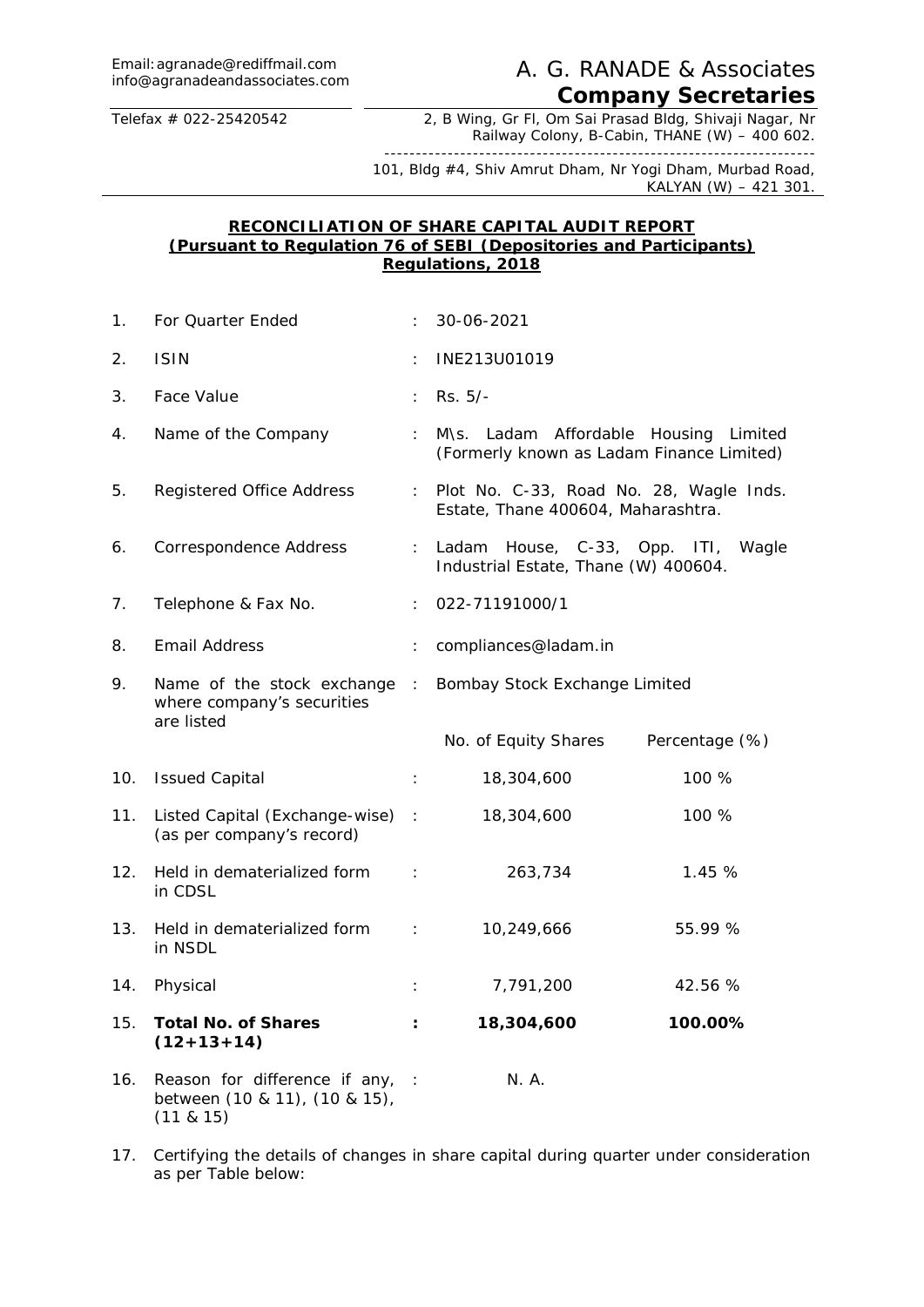Email: agranade@rediffmail.com
info@agranadeandassociates.com

Telefax # 022-25420542

# A. G. RANADE & Associates
## Company Secretaries

2, B Wing, Gr Fl, Om Sai Prasad Bldg, Shivaji Nagar, Nr Railway Colony, B-Cabin, THANE (W) – 400 602.

101, Bldg #4, Shiv Amrut Dham, Nr Yogi Dham, Murbad Road, KALYAN (W) – 421 301.

**RECONCILIATION OF SHARE CAPITAL AUDIT REPORT**
**(Pursuant to Regulation 76 of SEBI (Depositories and Participants) Regulations, 2018**

| No. | Particulars | : | Details | |
|---|---|---|---|---|
| 1. | For Quarter Ended | : | 30-06-2021 | |
| 2. | ISIN | : | INE213U01019 | |
| 3. | Face Value | : | Rs. 5/- | |
| 4. | Name of the Company | : | M\s. Ladam Affordable Housing Limited (Formerly known as Ladam Finance Limited) | |
| 5. | Registered Office Address | : | Plot No. C-33, Road No. 28, Wagle Inds. Estate, Thane 400604, Maharashtra. | |
| 6. | Correspondence Address | : | Ladam House, C-33, Opp. ITI, Wagle Industrial Estate, Thane (W) 400604. | |
| 7. | Telephone & Fax No. | : | 022-71191000/1 | |
| 8. | Email Address | : | compliances@ladam.in | |
| 9. | Name of the stock exchange where company's securities are listed | : | Bombay Stock Exchange Limited | |
| | | | No. of Equity Shares | Percentage (%) |
| 10. | Issued Capital | : | 18,304,600 | 100 % |
| 11. | Listed Capital (Exchange-wise) (as per company's record) | : | 18,304,600 | 100 % |
| 12. | Held in dematerialized form in CDSL | : | 263,734 | 1.45 % |
| 13. | Held in dematerialized form in NSDL | : | 10,249,666 | 55.99 % |
| 14. | Physical | : | 7,791,200 | 42.56 % |
| 15. | **Total No. of Shares (12+13+14)** | **:** | **18,304,600** | **100.00%** |
| 16. | Reason for difference if any, between (10 & 11), (10 & 15), (11 & 15) | : | N. A. | |

17. Certifying the details of changes in share capital during quarter under consideration as per Table below: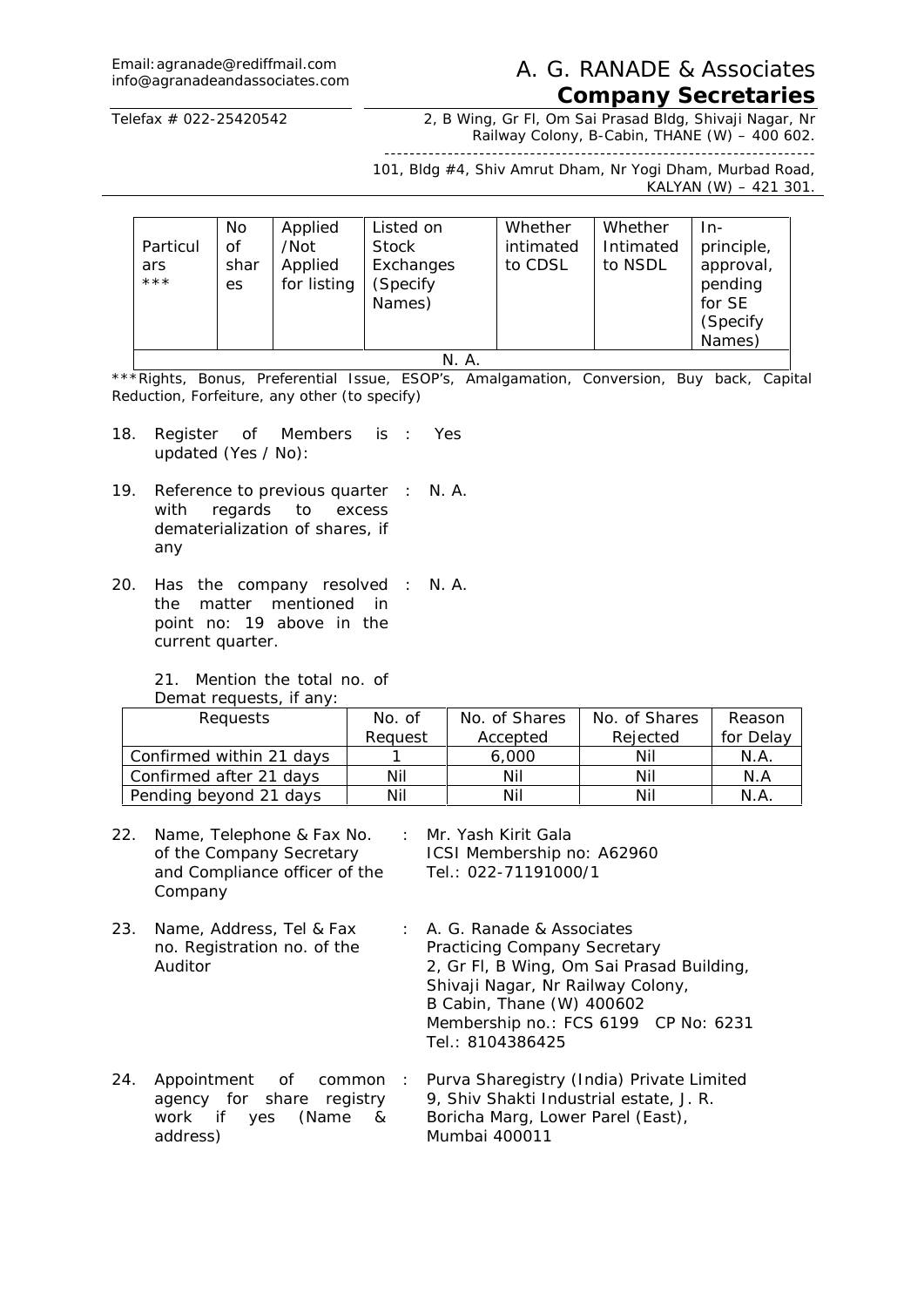Email: agranade@rediffmail.com
info@agranadeandassociates.com

# A. G. RANADE & Associates
## Company Secretaries

Telefax # 022-25420542

2, B Wing, Gr Fl, Om Sai Prasad Bldg, Shivaji Nagar, Nr Railway Colony, B-Cabin, THANE (W) – 400 602.

101, Bldg #4, Shiv Amrut Dham, Nr Yogi Dham, Murbad Road, KALYAN (W) – 421 301.

| Particulars *** | No of shares | Applied /Not Applied for listing | Listed on Stock Exchanges (Specify Names) | Whether intimated to CDSL | Whether Intimated to NSDL | In-principle, approval, pending for SE (Specify Names) |
|---|---|---|---|---|---|---|
| N. A. | | | | | | |

***Rights, Bonus, Preferential Issue, ESOP's, Amalgamation, Conversion, Buy back, Capital Reduction, Forfeiture, any other (to specify)

18. Register of Members is updated (Yes / No): : Yes

19. Reference to previous quarter with regards to excess dematerialization of shares, if any : N. A.

20. Has the company resolved the matter mentioned in point no: 19 above in the current quarter. : N. A.

21. Mention the total no. of Demat requests, if any:

| Requests | No. of Request | No. of Shares Accepted | No. of Shares Rejected | Reason for Delay |
|---|---|---|---|---|
| Confirmed within 21 days | 1 | 6,000 | Nil | N.A. |
| Confirmed after 21 days | Nil | Nil | Nil | N.A |
| Pending beyond 21 days | Nil | Nil | Nil | N.A. |

22. Name, Telephone & Fax No. of the Company Secretary and Compliance officer of the Company : Mr. Yash Kirit Gala
ICSI Membership no: A62960
Tel.: 022-71191000/1

23. Name, Address, Tel & Fax no. Registration no. of the Auditor : A. G. Ranade & Associates
Practicing Company Secretary
2, Gr Fl, B Wing, Om Sai Prasad Building,
Shivaji Nagar, Nr Railway Colony,
B Cabin, Thane (W) 400602
Membership no.: FCS 6199 CP No: 6231
Tel.: 8104386425

24. Appointment of common agency for share registry work if yes (Name & address) : Purva Sharegistry (India) Private Limited
9, Shiv Shakti Industrial estate, J. R. Boricha Marg, Lower Parel (East),
Mumbai 400011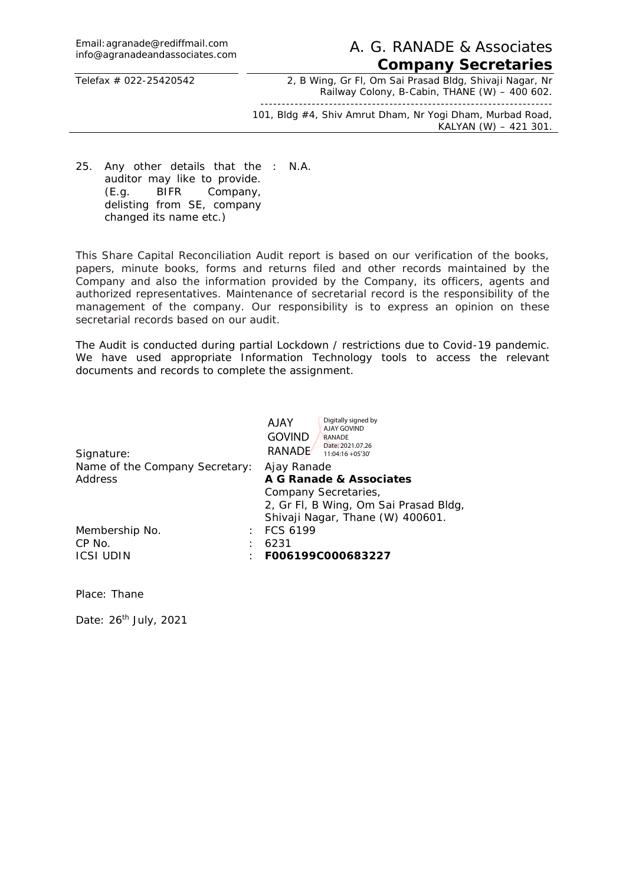25. Any other details that the auditor may like to provide. (E.g. BIFR Company, delisting from SE, company changed its name etc.) : N.A.

This Share Capital Reconciliation Audit report is based on our verification of the books, papers, minute books, forms and returns filed and other records maintained by the Company and also the information provided by the Company, its officers, agents and authorized representatives. Maintenance of secretarial record is the responsibility of the management of the company. Our responsibility is to express an opinion on these secretarial records based on our audit.

The Audit is conducted during partial Lockdown / restrictions due to Covid-19 pandemic. We have used appropriate Information Technology tools to access the relevant documents and records to complete the assignment.

| | | |
|---|---|---|
| Signature: | | AJAY GOVIND RANADE (Digitally signed by AJAY GOVIND RANADE Date: 2021.07.26 11:04:16 +05'30') |
| Name of the Company Secretary: | | Ajay Ranade |
| Address | | **A G Ranade & Associates** Company Secretaries, 2, Gr Fl, B Wing, Om Sai Prasad Bldg, Shivaji Nagar, Thane (W) 400601. |
| Membership No. | : | FCS 6199 |
| CP No. | : | 6231 |
| ICSI UDIN | : | **F006199C000683227** |

Place: Thane

Date: 26th July, 2021